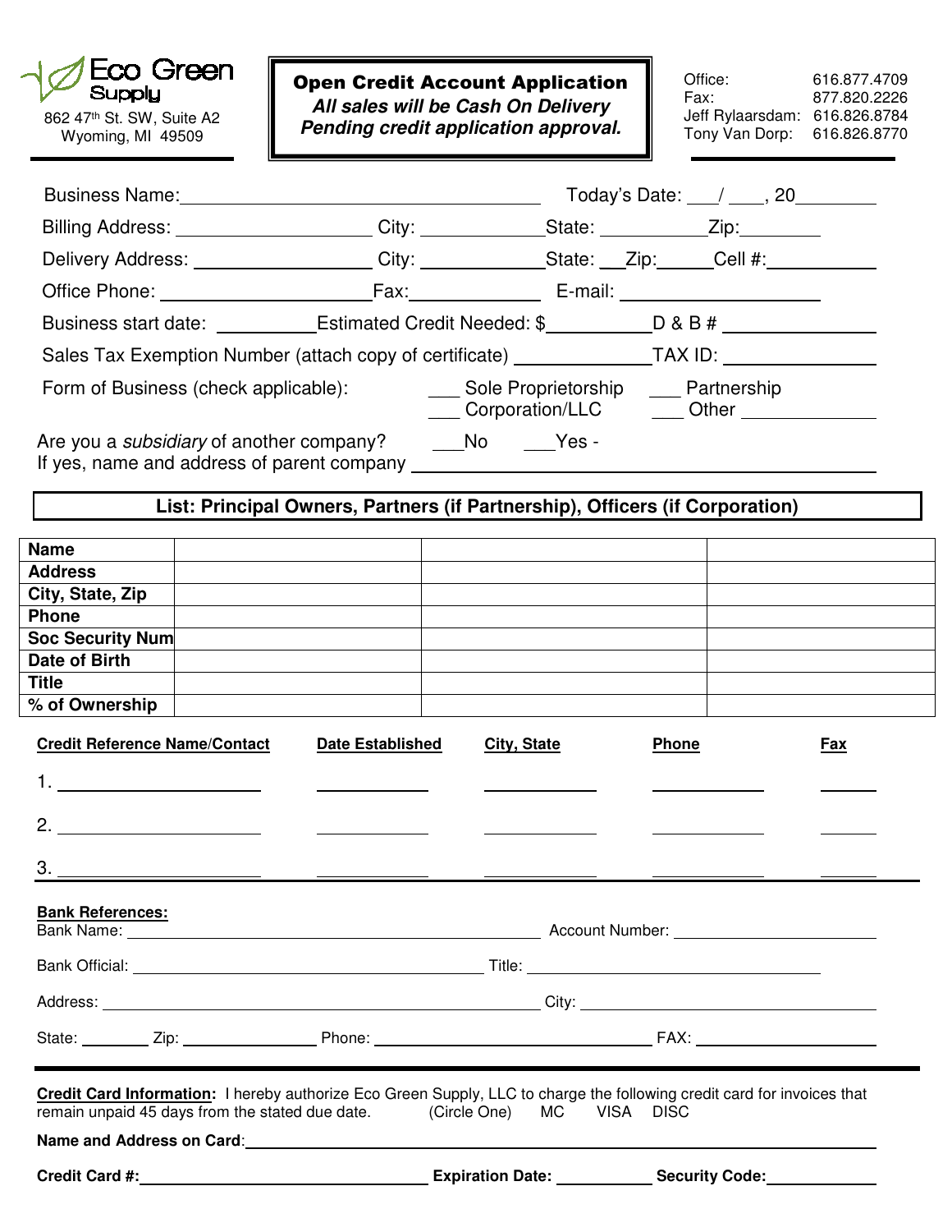Eco Green Supply

862 47th St. SW, Suite A2
Wyoming, MI 49509

**Open Credit Account Application**
***All sales will be Cash On Delivery Pending credit application approval.***

Office: 616.877.4709
Fax: 877.820.2226
Jeff Rylaarsdam: 616.826.8784
Tony Van Dorp: 616.826.8770

Business Name: ______________________________ Today's Date: ___/ ___, 20________

Billing Address: __________________ City: ___________ State: __________ Zip: ________

Delivery Address: ________________ City: ___________ State: __ Zip: _____ Cell #: __________

Office Phone: ___________________ Fax: ____________ E-mail: __________________

Business start date: _________ Estimated Credit Needed: $__________ D & B # ______________

Sales Tax Exemption Number (attach copy of certificate) _____________ TAX ID: ______________

Form of Business (check applicable): ___ Sole Proprietorship ___ Partnership ___ Corporation/LLC ___ Other ____________

Are you a *subsidiary* of another company? ___No ___Yes -
If yes, name and address of parent company ________________________________________

**List: Principal Owners, Partners (if Partnership), Officers (if Corporation)**

| | | | |
|---|---|---|---|
| **Name** | | | |
| **Address** | | | |
| **City, State, Zip** | | | |
| **Phone** | | | |
| **Soc Security Num** | | | |
| **Date of Birth** | | | |
| **Title** | | | |
| **% of Ownership** | | | |

| **Credit Reference Name/Contact** | **Date Established** | **City, State** | **Phone** | **Fax** |
|---|---|---|---|---|
| 1. | | | | |
| 2. | | | | |
| 3. | | | | |

**Bank References:**

Bank Name: ______________________________ Account Number: ____________________

Bank Official: __________________________ Title: ____________________________

Address: ________________________________ City: _____________________________

State: _______ Zip: ____________ Phone: ______________________ FAX: __________________

**Credit Card Information:** I hereby authorize Eco Green Supply, LLC to charge the following credit card for invoices that remain unpaid 45 days from the stated due date. (Circle One) MC VISA DISC

**Name and Address on Card**: ______________________________________________

**Credit Card #:** __________________________ **Expiration Date:** _________ **Security Code:** __________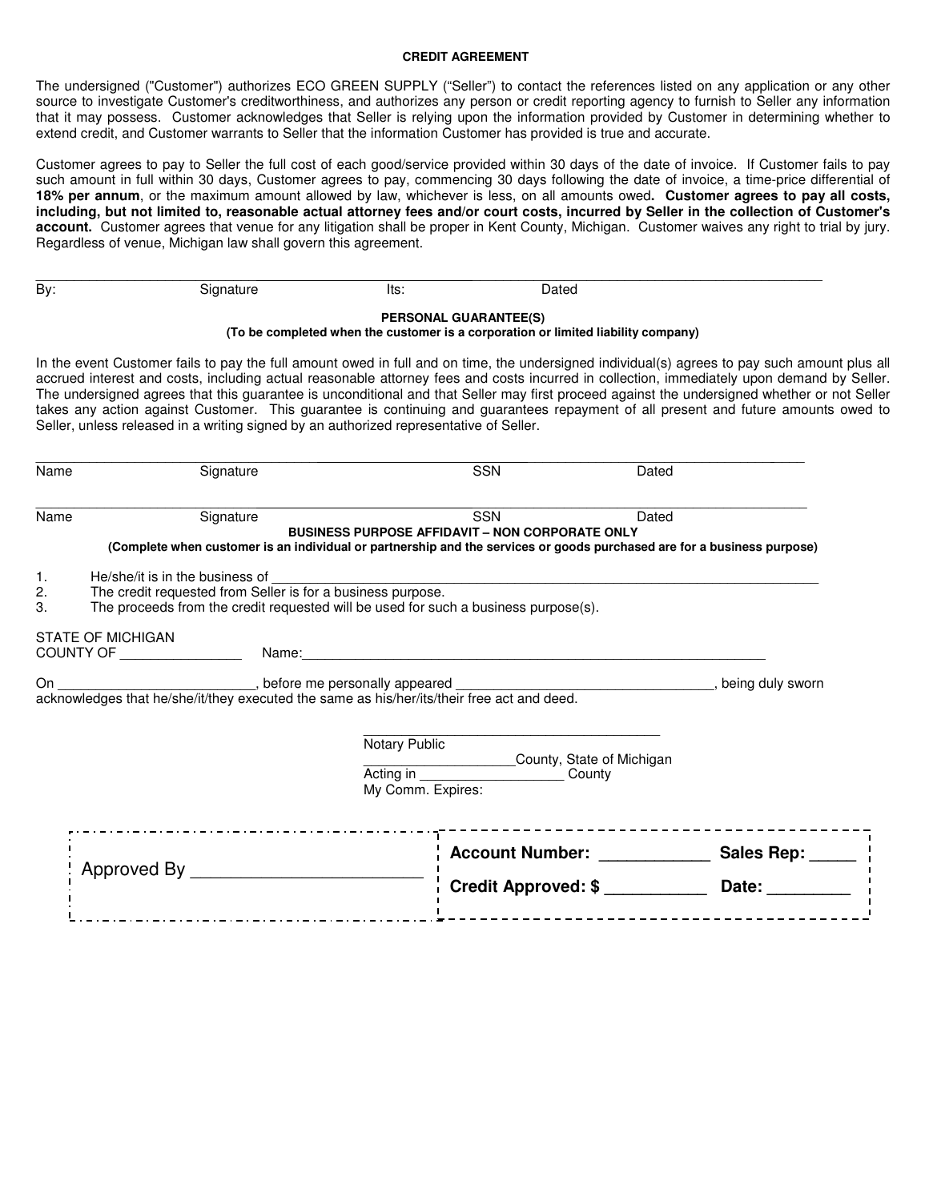## CREDIT AGREEMENT

The undersigned ("Customer") authorizes ECO GREEN SUPPLY ("Seller") to contact the references listed on any application or any other source to investigate Customer's creditworthiness, and authorizes any person or credit reporting agency to furnish to Seller any information that it may possess. Customer acknowledges that Seller is relying upon the information provided by Customer in determining whether to extend credit, and Customer warrants to Seller that the information Customer has provided is true and accurate.

Customer agrees to pay to Seller the full cost of each good/service provided within 30 days of the date of invoice. If Customer fails to pay such amount in full within 30 days, Customer agrees to pay, commencing 30 days following the date of invoice, a time-price differential of **18% per annum**, or the maximum amount allowed by law, whichever is less, on all amounts owed**. Customer agrees to pay all costs, including, but not limited to, reasonable actual attorney fees and/or court costs, incurred by Seller in the collection of Customer's account.** Customer agrees that venue for any litigation shall be proper in Kent County, Michigan. Customer waives any right to trial by jury. Regardless of venue, Michigan law shall govern this agreement.

_______________________________________________________________________________________________

By: Signature Its: Dated

### PERSONAL GUARANTEE(S)

**(To be completed when the customer is a corporation or limited liability company)**

In the event Customer fails to pay the full amount owed in full and on time, the undersigned individual(s) agrees to pay such amount plus all accrued interest and costs, including actual reasonable attorney fees and costs incurred in collection, immediately upon demand by Seller. The undersigned agrees that this guarantee is unconditional and that Seller may first proceed against the undersigned whether or not Seller takes any action against Customer. This guarantee is continuing and guarantees repayment of all present and future amounts owed to Seller, unless released in a writing signed by an authorized representative of Seller.

_______________________________________________________________________________________________

Name Signature SSN Dated

_______________________________________________________________________________________________

Name Signature SSN Dated

### BUSINESS PURPOSE AFFIDAVIT – NON CORPORATE ONLY

**(Complete when customer is an individual or partnership and the services or goods purchased are for a business purpose)**

1. He/she/it is in the business of ________________________________________________________________
2. The credit requested from Seller is for a business purpose.
3. The proceeds from the credit requested will be used for such a business purpose(s).

STATE OF MICHIGAN
COUNTY OF ________________ Name:_______________________________________________________________

On _________________________, before me personally appeared _________________________________, being duly sworn acknowledges that he/she/it/they executed the same as his/her/its/their free act and deed.

______________________________________
Notary Public
____________________County, State of Michigan
Acting in __________________ County
My Comm. Expires:

| | |
|---|---|
| Approved By ________________________ | **Account Number:** ____________ **Sales Rep:** _____ |
| | **Credit Approved: $** ___________ **Date:** _________ |